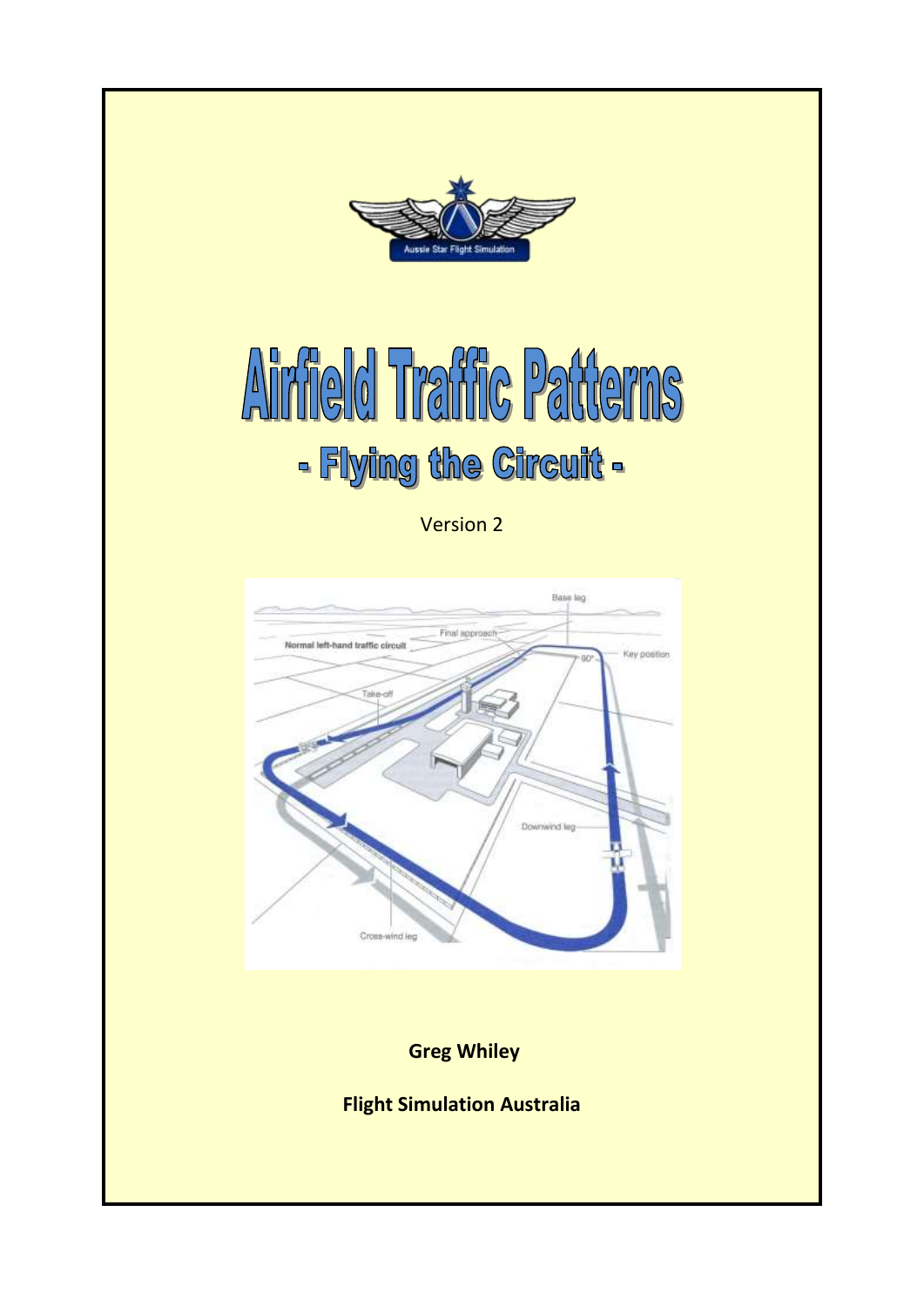# Airfield Traffic Patterns

## - Flying the Circuit -

Version 2

Base leg

Final approach

Normal left-hand traffic circuit

90°

Key position

Take-off

Downwind leg

Cross-wind leg

**Greg Whiley**

**Flight Simulation Australia**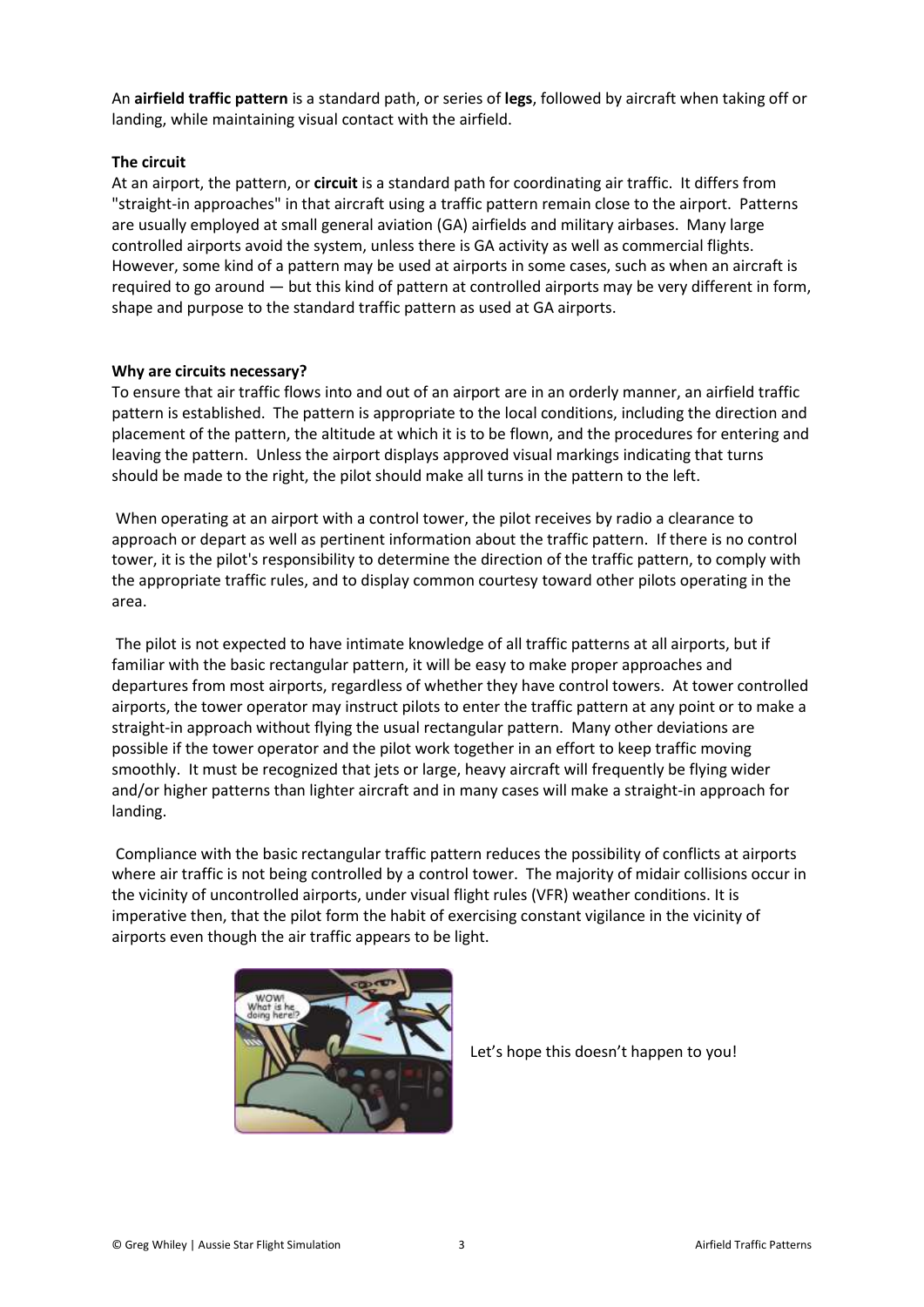An **airfield traffic pattern** is a standard path, or series of **legs**, followed by aircraft when taking off or landing, while maintaining visual contact with the airfield.

**The circuit**

At an airport, the pattern, or **circuit** is a standard path for coordinating air traffic. It differs from "straight-in approaches" in that aircraft using a traffic pattern remain close to the airport. Patterns are usually employed at small general aviation (GA) airfields and military airbases. Many large controlled airports avoid the system, unless there is GA activity as well as commercial flights. However, some kind of a pattern may be used at airports in some cases, such as when an aircraft is required to go around — but this kind of pattern at controlled airports may be very different in form, shape and purpose to the standard traffic pattern as used at GA airports.

**Why are circuits necessary?**

To ensure that air traffic flows into and out of an airport are in an orderly manner, an airfield traffic pattern is established. The pattern is appropriate to the local conditions, including the direction and placement of the pattern, the altitude at which it is to be flown, and the procedures for entering and leaving the pattern. Unless the airport displays approved visual markings indicating that turns should be made to the right, the pilot should make all turns in the pattern to the left.

When operating at an airport with a control tower, the pilot receives by radio a clearance to approach or depart as well as pertinent information about the traffic pattern. If there is no control tower, it is the pilot's responsibility to determine the direction of the traffic pattern, to comply with the appropriate traffic rules, and to display common courtesy toward other pilots operating in the area.

The pilot is not expected to have intimate knowledge of all traffic patterns at all airports, but if familiar with the basic rectangular pattern, it will be easy to make proper approaches and departures from most airports, regardless of whether they have control towers. At tower controlled airports, the tower operator may instruct pilots to enter the traffic pattern at any point or to make a straight-in approach without flying the usual rectangular pattern. Many other deviations are possible if the tower operator and the pilot work together in an effort to keep traffic moving smoothly. It must be recognized that jets or large, heavy aircraft will frequently be flying wider and/or higher patterns than lighter aircraft and in many cases will make a straight-in approach for landing.

Compliance with the basic rectangular traffic pattern reduces the possibility of conflicts at airports where air traffic is not being controlled by a control tower. The majority of midair collisions occur in the vicinity of uncontrolled airports, under visual flight rules (VFR) weather conditions. It is imperative then, that the pilot form the habit of exercising constant vigilance in the vicinity of airports even though the air traffic appears to be light.

Let's hope this doesn't happen to you!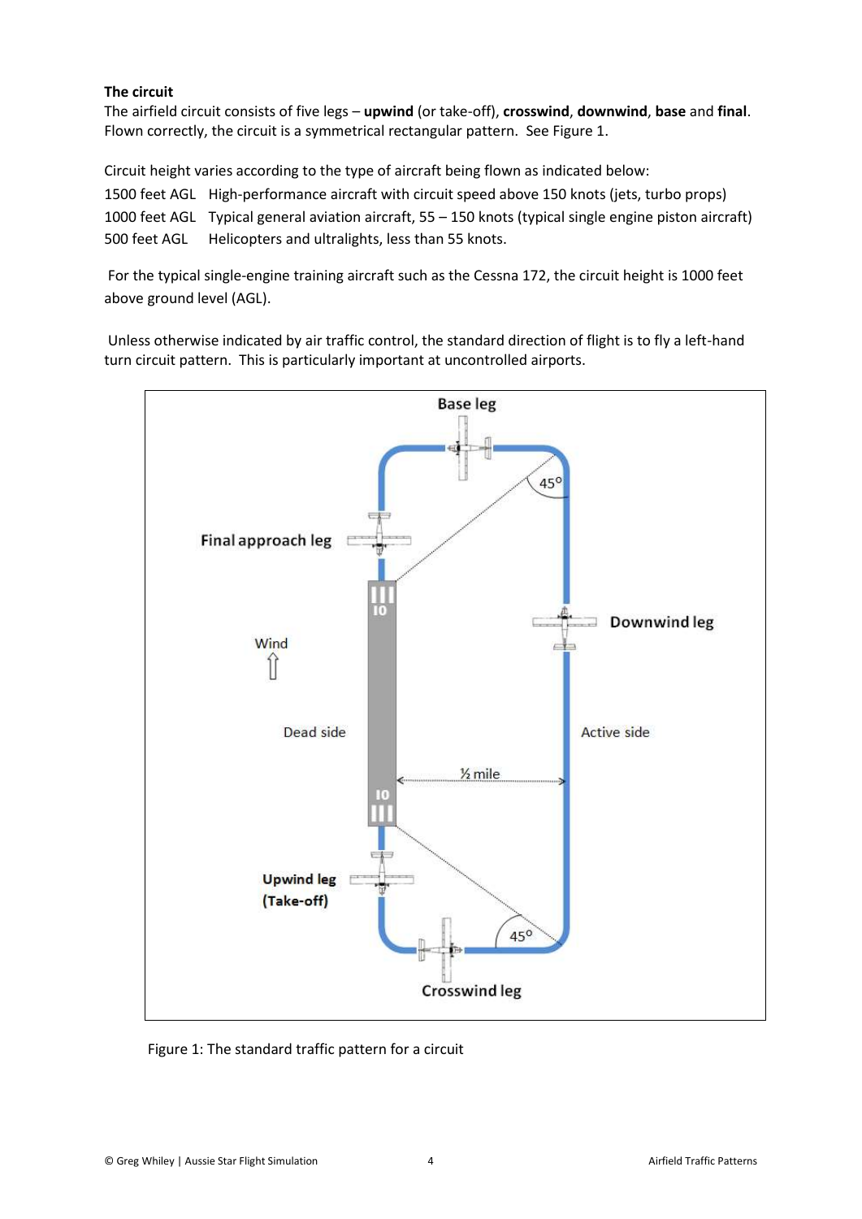**The circuit**

The airfield circuit consists of five legs – **upwind** (or take-off), **crosswind**, **downwind**, **base** and **final**. Flown correctly, the circuit is a symmetrical rectangular pattern. See Figure 1.

Circuit height varies according to the type of aircraft being flown as indicated below:

| | |
|---|---|
| 1500 feet AGL | High-performance aircraft with circuit speed above 150 knots (jets, turbo props) |
| 1000 feet AGL | Typical general aviation aircraft, 55 – 150 knots (typical single engine piston aircraft) |
| 500 feet AGL | Helicopters and ultralights, less than 55 knots. |

For the typical single-engine training aircraft such as the Cessna 172, the circuit height is 1000 feet above ground level (AGL).

Unless otherwise indicated by air traffic control, the standard direction of flight is to fly a left-hand turn circuit pattern. This is particularly important at uncontrolled airports.

Base leg

45°

Final approach leg

Downwind leg

Wind

Dead side

Active side

½ mile

Upwind leg
(Take-off)

45°

Crosswind leg

Figure 1: The standard traffic pattern for a circuit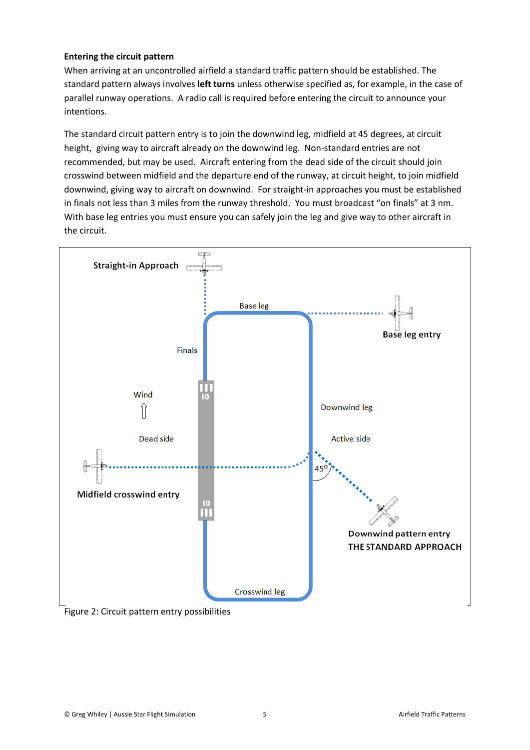**Entering the circuit pattern**

When arriving at an uncontrolled airfield a standard traffic pattern should be established. The standard pattern always involves **left turns** unless otherwise specified as, for example, in the case of parallel runway operations. A radio call is required before entering the circuit to announce your intentions.

The standard circuit pattern entry is to join the downwind leg, midfield at 45 degrees, at circuit height, giving way to aircraft already on the downwind leg. Non-standard entries are not recommended, but may be used. Aircraft entering from the dead side of the circuit should join crosswind between midfield and the departure end of the runway, at circuit height, to join midfield downwind, giving way to aircraft on downwind. For straight-in approaches you must be established in finals not less than 3 miles from the runway threshold. You must broadcast "on finals" at 3 nm. With base leg entries you must ensure you can safely join the leg and give way to other aircraft in the circuit.

Straight-in Approach

Base leg

Base leg entry

Finals

Wind

10

Downwind leg

Dead side

Active side

45°

Midfield crosswind entry

10

Downwind pattern entry
THE STANDARD APPROACH

Crosswind leg

Figure 2: Circuit pattern entry possibilities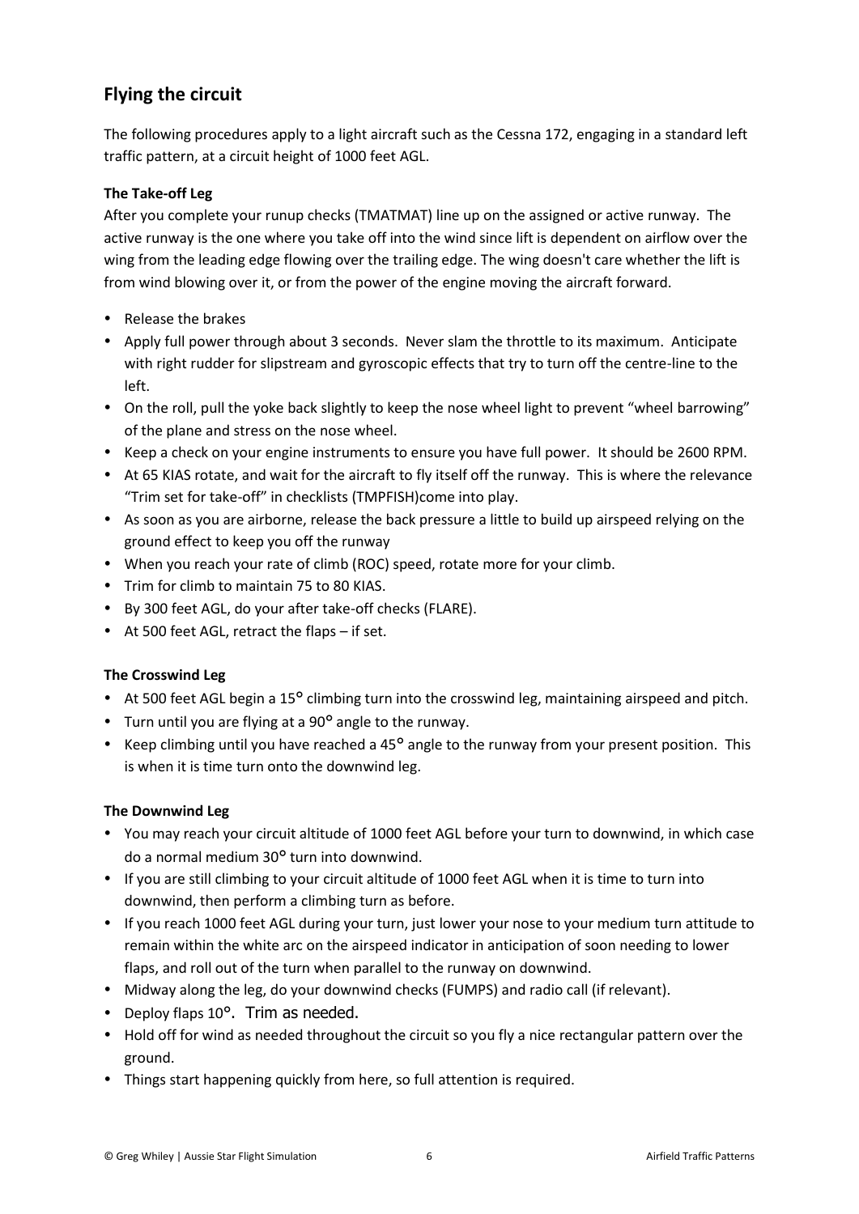## Flying the circuit

The following procedures apply to a light aircraft such as the Cessna 172, engaging in a standard left traffic pattern, at a circuit height of 1000 feet AGL.

### The Take-off Leg

After you complete your runup checks (TMATMAT) line up on the assigned or active runway. The active runway is the one where you take off into the wind since lift is dependent on airflow over the wing from the leading edge flowing over the trailing edge. The wing doesn't care whether the lift is from wind blowing over it, or from the power of the engine moving the aircraft forward.

- Release the brakes
- Apply full power through about 3 seconds. Never slam the throttle to its maximum. Anticipate with right rudder for slipstream and gyroscopic effects that try to turn off the centre-line to the left.
- On the roll, pull the yoke back slightly to keep the nose wheel light to prevent "wheel barrowing" of the plane and stress on the nose wheel.
- Keep a check on your engine instruments to ensure you have full power. It should be 2600 RPM.
- At 65 KIAS rotate, and wait for the aircraft to fly itself off the runway. This is where the relevance "Trim set for take-off" in checklists (TMPFISH)come into play.
- As soon as you are airborne, release the back pressure a little to build up airspeed relying on the ground effect to keep you off the runway
- When you reach your rate of climb (ROC) speed, rotate more for your climb.
- Trim for climb to maintain 75 to 80 KIAS.
- By 300 feet AGL, do your after take-off checks (FLARE).
- At 500 feet AGL, retract the flaps – if set.

### The Crosswind Leg

- At 500 feet AGL begin a 15° climbing turn into the crosswind leg, maintaining airspeed and pitch.
- Turn until you are flying at a 90° angle to the runway.
- Keep climbing until you have reached a 45° angle to the runway from your present position. This is when it is time turn onto the downwind leg.

### The Downwind Leg

- You may reach your circuit altitude of 1000 feet AGL before your turn to downwind, in which case do a normal medium 30° turn into downwind.
- If you are still climbing to your circuit altitude of 1000 feet AGL when it is time to turn into downwind, then perform a climbing turn as before.
- If you reach 1000 feet AGL during your turn, just lower your nose to your medium turn attitude to remain within the white arc on the airspeed indicator in anticipation of soon needing to lower flaps, and roll out of the turn when parallel to the runway on downwind.
- Midway along the leg, do your downwind checks (FUMPS) and radio call (if relevant).
- Deploy flaps 10°. Trim as needed.
- Hold off for wind as needed throughout the circuit so you fly a nice rectangular pattern over the ground.
- Things start happening quickly from here, so full attention is required.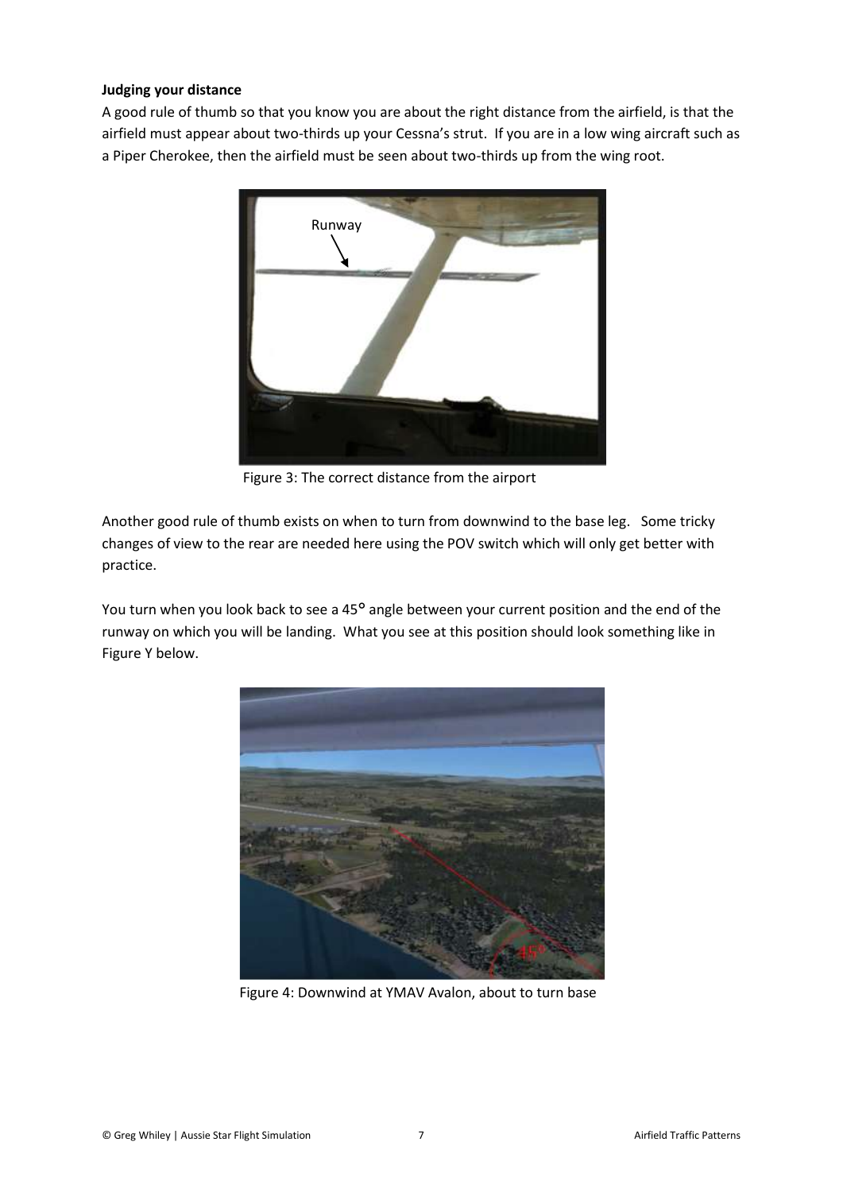**Judging your distance**

A good rule of thumb so that you know you are about the right distance from the airfield, is that the airfield must appear about two-thirds up your Cessna's strut. If you are in a low wing aircraft such as a Piper Cherokee, then the airfield must be seen about two-thirds up from the wing root.

Figure 3: The correct distance from the airport

Another good rule of thumb exists on when to turn from downwind to the base leg. Some tricky changes of view to the rear are needed here using the POV switch which will only get better with practice.

You turn when you look back to see a 45° angle between your current position and the end of the runway on which you will be landing. What you see at this position should look something like in Figure Y below.

Figure 4: Downwind at YMAV Avalon, about to turn base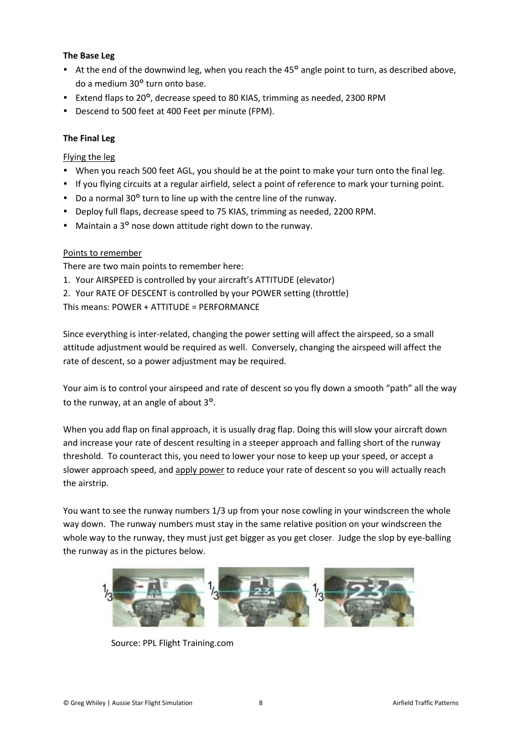**The Base Leg**

- At the end of the downwind leg, when you reach the 45° angle point to turn, as described above, do a medium 30° turn onto base.
- Extend flaps to 20°, decrease speed to 80 KIAS, trimming as needed, 2300 RPM
- Descend to 500 feet at 400 Feet per minute (FPM).

**The Final Leg**

Flying the leg

- When you reach 500 feet AGL, you should be at the point to make your turn onto the final leg.
- If you flying circuits at a regular airfield, select a point of reference to mark your turning point.
- Do a normal 30° turn to line up with the centre line of the runway.
- Deploy full flaps, decrease speed to 75 KIAS, trimming as needed, 2200 RPM.
- Maintain a 3° nose down attitude right down to the runway.

Points to remember

There are two main points to remember here:

1. Your AIRSPEED is controlled by your aircraft's ATTITUDE (elevator)
2. Your RATE OF DESCENT is controlled by your POWER setting (throttle)

This means: POWER + ATTITUDE = PERFORMANCE

Since everything is inter-related, changing the power setting will affect the airspeed, so a small attitude adjustment would be required as well. Conversely, changing the airspeed will affect the rate of descent, so a power adjustment may be required.

Your aim is to control your airspeed and rate of descent so you fly down a smooth "path" all the way to the runway, at an angle of about 3°.

When you add flap on final approach, it is usually drag flap. Doing this will slow your aircraft down and increase your rate of descent resulting in a steeper approach and falling short of the runway threshold. To counteract this, you need to lower your nose to keep up your speed, or accept a slower approach speed, and apply power to reduce your rate of descent so you will actually reach the airstrip.

You want to see the runway numbers 1/3 up from your nose cowling in your windscreen the whole way down. The runway numbers must stay in the same relative position on your windscreen the whole way to the runway, they must just get bigger as you get closer. Judge the slop by eye-balling the runway as in the pictures below.

Source: PPL Flight Training.com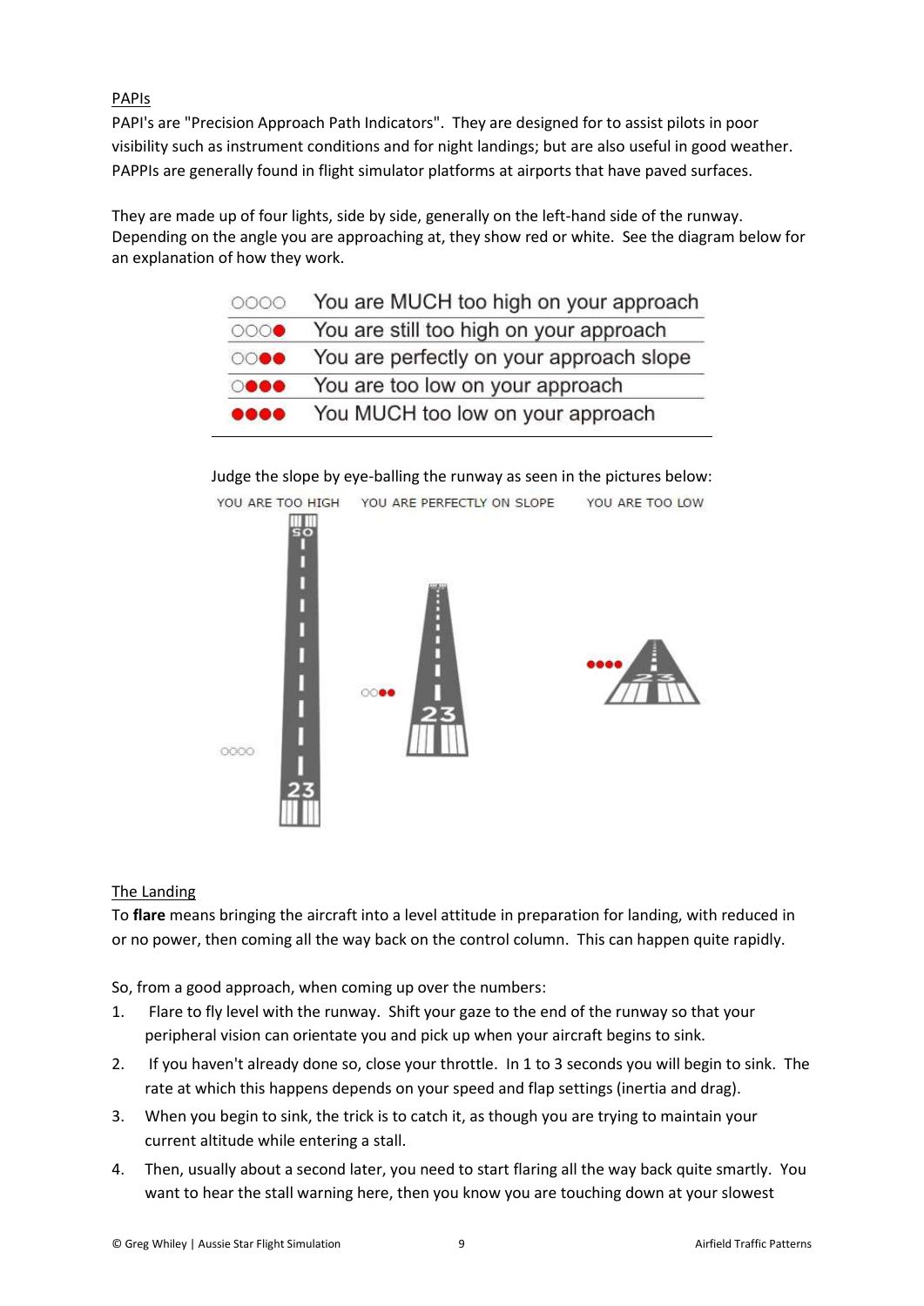PAPIs

PAPI's are "Precision Approach Path Indicators". They are designed for to assist pilots in poor visibility such as instrument conditions and for night landings; but are also useful in good weather. PAPPIs are generally found in flight simulator platforms at airports that have paved surfaces.

They are made up of four lights, side by side, generally on the left-hand side of the runway. Depending on the angle you are approaching at, they show red or white. See the diagram below for an explanation of how they work.

| | |
|---|---|
| ○○○○ | You are MUCH too high on your approach |
| ○○○● | You are still too high on your approach |
| ○○●● | You are perfectly on your approach slope |
| ○●●● | You are too low on your approach |
| ●●●● | You MUCH too low on your approach |

Judge the slope by eye-balling the runway as seen in the pictures below:

YOU ARE TOO HIGH

YOU ARE PERFECTLY ON SLOPE

YOU ARE TOO LOW

○○○○

○○●●

●●●●

23

23

23

The Landing

To **flare** means bringing the aircraft into a level attitude in preparation for landing, with reduced in or no power, then coming all the way back on the control column. This can happen quite rapidly.

So, from a good approach, when coming up over the numbers:

1. Flare to fly level with the runway. Shift your gaze to the end of the runway so that your peripheral vision can orientate you and pick up when your aircraft begins to sink.
2. If you haven't already done so, close your throttle. In 1 to 3 seconds you will begin to sink. The rate at which this happens depends on your speed and flap settings (inertia and drag).
3. When you begin to sink, the trick is to catch it, as though you are trying to maintain your current altitude while entering a stall.
4. Then, usually about a second later, you need to start flaring all the way back quite smartly. You want to hear the stall warning here, then you know you are touching down at your slowest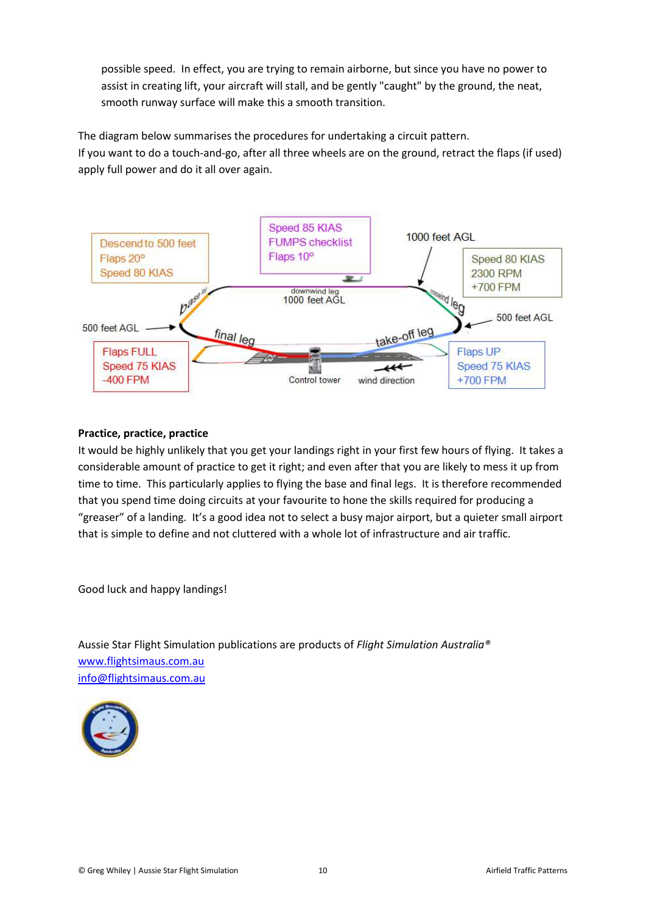possible speed. In effect, you are trying to remain airborne, but since you have no power to assist in creating lift, your aircraft will stall, and be gently "caught" by the ground, the neat, smooth runway surface will make this a smooth transition.

The diagram below summarises the procedures for undertaking a circuit pattern.
If you want to do a touch-and-go, after all three wheels are on the ground, retract the flaps (if used) apply full power and do it all over again.

Descend to 500 feet
Flaps 20°
Speed 80 KIAS

Speed 85 KIAS
FUMPS checklist
Flaps 10°

1000 feet AGL

Speed 80 KIAS
2300 RPM
+700 FPM

downwind leg
1000 feet AGL

base leg

crosswind leg

500 feet AGL

500 feet AGL

final leg

take-off leg

Flaps FULL
Speed 75 KIAS
-400 FPM

Flaps UP
Speed 75 KIAS
+700 FPM

Control tower

wind direction

**Practice, practice, practice**

It would be highly unlikely that you get your landings right in your first few hours of flying. It takes a considerable amount of practice to get it right; and even after that you are likely to mess it up from time to time. This particularly applies to flying the base and final legs. It is therefore recommended that you spend time doing circuits at your favourite to hone the skills required for producing a "greaser" of a landing. It's a good idea not to select a busy major airport, but a quieter small airport that is simple to define and not cluttered with a whole lot of infrastructure and air traffic.

Good luck and happy landings!

Aussie Star Flight Simulation publications are products of *Flight Simulation Australia®*
[www.flightsimaus.com.au](http://www.flightsimaus.com.au)
[info@flightsimaus.com.au](mailto:info@flightsimaus.com.au)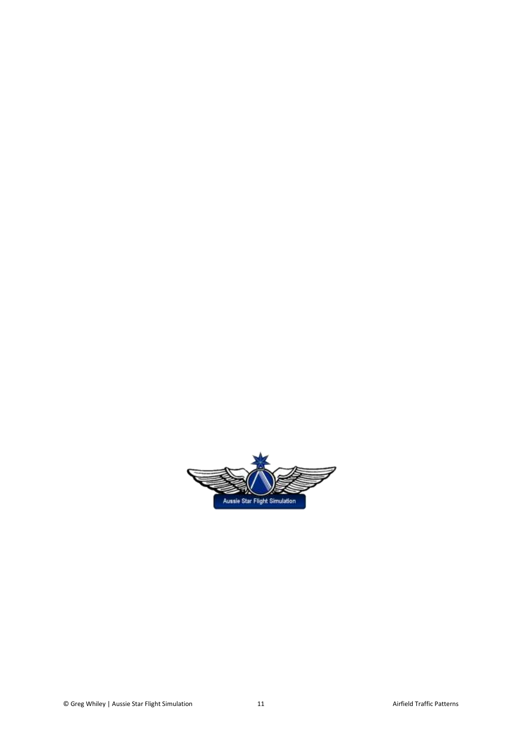Aussie Star Flight Simulation